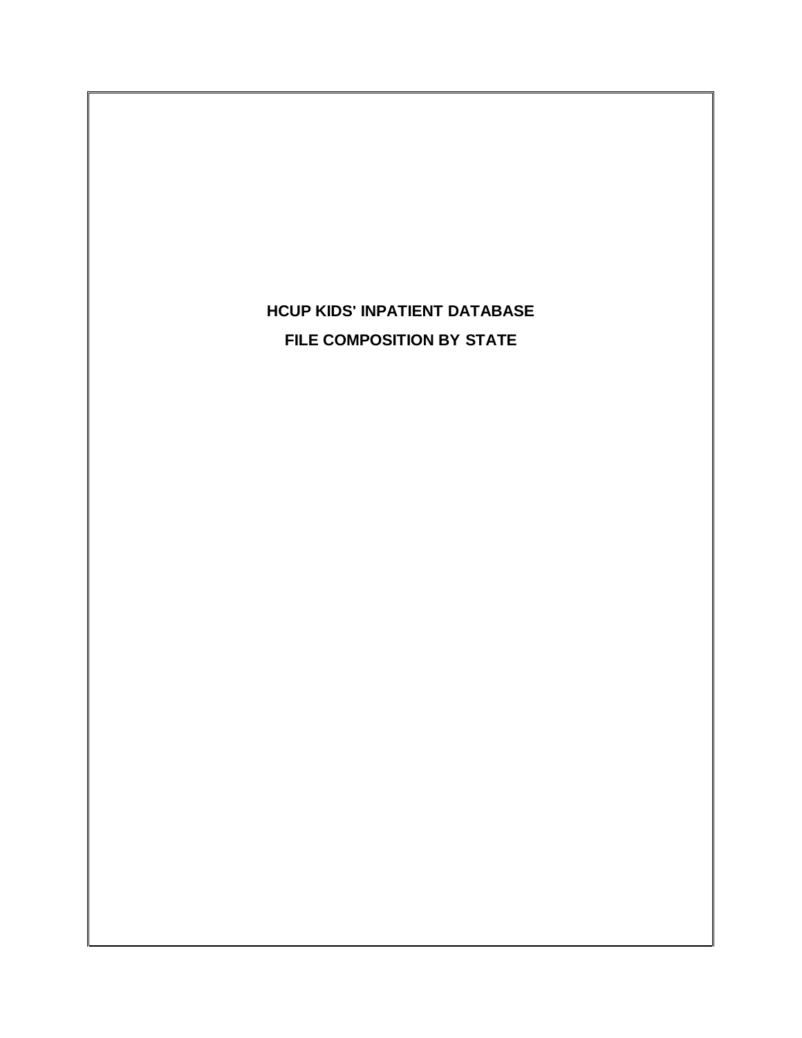# HCUP KIDS' INPATIENT DATABASE

# FILE COMPOSITION BY STATE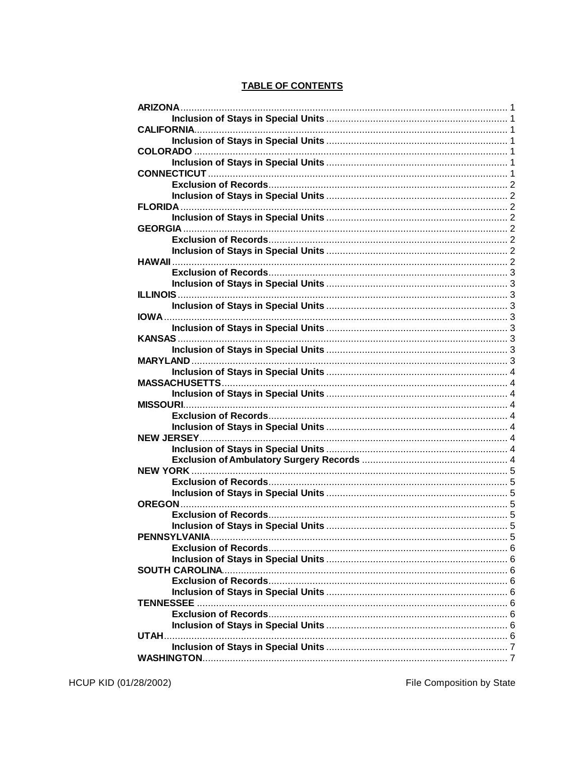## TABLE OF CONTENTS

- **ARIZONA** ........ 1
  - **Inclusion of Stays in Special Units** ........ 1
- **CALIFORNIA** ........ 1
  - **Inclusion of Stays in Special Units** ........ 1
- **COLORADO** ........ 1
  - **Inclusion of Stays in Special Units** ........ 1
- **CONNECTICUT** ........ 1
  - **Exclusion of Records** ........ 2
  - **Inclusion of Stays in Special Units** ........ 2
- **FLORIDA** ........ 2
  - **Inclusion of Stays in Special Units** ........ 2
- **GEORGIA** ........ 2
  - **Exclusion of Records** ........ 2
  - **Inclusion of Stays in Special Units** ........ 2
- **HAWAII** ........ 2
  - **Exclusion of Records** ........ 3
  - **Inclusion of Stays in Special Units** ........ 3
- **ILLINOIS** ........ 3
  - **Inclusion of Stays in Special Units** ........ 3
- **IOWA** ........ 3
  - **Inclusion of Stays in Special Units** ........ 3
- **KANSAS** ........ 3
  - **Inclusion of Stays in Special Units** ........ 3
- **MARYLAND** ........ 3
  - **Inclusion of Stays in Special Units** ........ 4
- **MASSACHUSETTS** ........ 4
  - **Inclusion of Stays in Special Units** ........ 4
- **MISSOURI** ........ 4
  - **Exclusion of Records** ........ 4
  - **Inclusion of Stays in Special Units** ........ 4
- **NEW JERSEY** ........ 4
  - **Inclusion of Stays in Special Units** ........ 4
  - **Exclusion of Ambulatory Surgery Records** ........ 4
- **NEW YORK** ........ 5
  - **Exclusion of Records** ........ 5
  - **Inclusion of Stays in Special Units** ........ 5
- **OREGON** ........ 5
  - **Exclusion of Records** ........ 5
  - **Inclusion of Stays in Special Units** ........ 5
- **PENNSYLVANIA** ........ 5
  - **Exclusion of Records** ........ 6
  - **Inclusion of Stays in Special Units** ........ 6
- **SOUTH CAROLINA** ........ 6
  - **Exclusion of Records** ........ 6
  - **Inclusion of Stays in Special Units** ........ 6
- **TENNESSEE** ........ 6
  - **Exclusion of Records** ........ 6
  - **Inclusion of Stays in Special Units** ........ 6
- **UTAH** ........ 6
  - **Inclusion of Stays in Special Units** ........ 7
- **WASHINGTON** ........ 7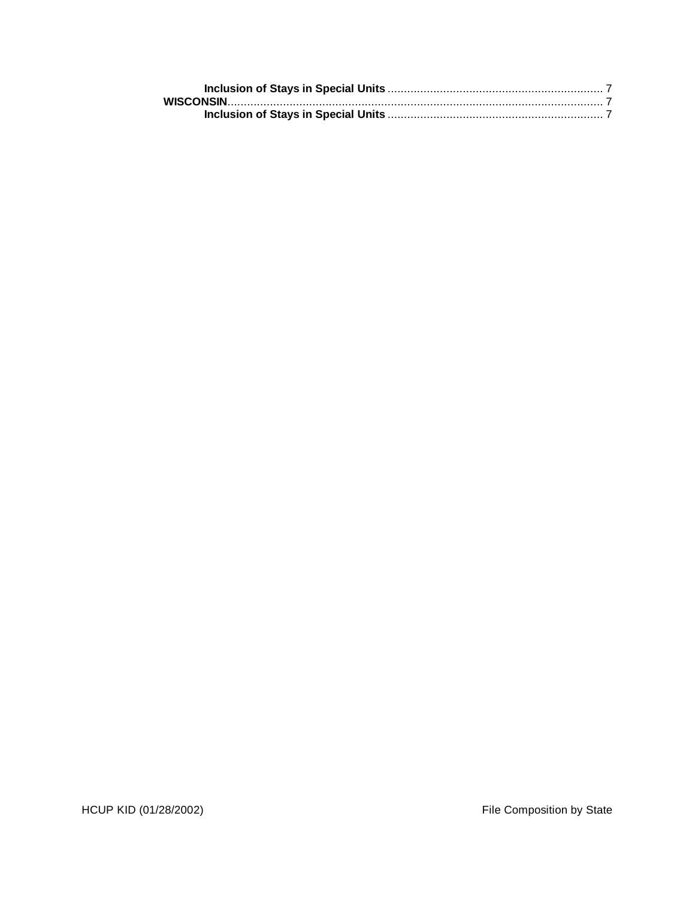**Inclusion of Stays in Special Units** .................................................................. 7

**WISCONSIN**.................................................................................................................. 7

**Inclusion of Stays in Special Units** .................................................................. 7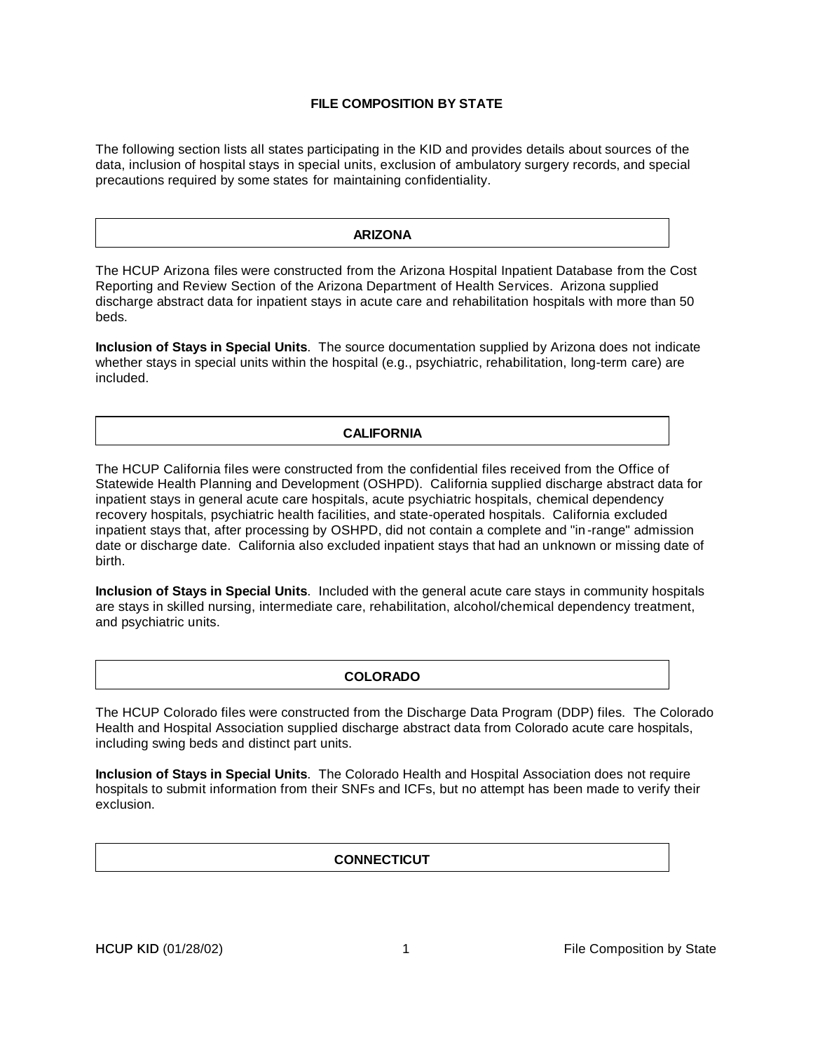# FILE COMPOSITION BY STATE

The following section lists all states participating in the KID and provides details about sources of the data, inclusion of hospital stays in special units, exclusion of ambulatory surgery records, and special precautions required by some states for maintaining confidentiality.

## ARIZONA

The HCUP Arizona files were constructed from the Arizona Hospital Inpatient Database from the Cost Reporting and Review Section of the Arizona Department of Health Services. Arizona supplied discharge abstract data for inpatient stays in acute care and rehabilitation hospitals with more than 50 beds.

**Inclusion of Stays in Special Units**. The source documentation supplied by Arizona does not indicate whether stays in special units within the hospital (e.g., psychiatric, rehabilitation, long-term care) are included.

## CALIFORNIA

The HCUP California files were constructed from the confidential files received from the Office of Statewide Health Planning and Development (OSHPD). California supplied discharge abstract data for inpatient stays in general acute care hospitals, acute psychiatric hospitals, chemical dependency recovery hospitals, psychiatric health facilities, and state-operated hospitals. California excluded inpatient stays that, after processing by OSHPD, did not contain a complete and "in-range" admission date or discharge date. California also excluded inpatient stays that had an unknown or missing date of birth.

**Inclusion of Stays in Special Units**. Included with the general acute care stays in community hospitals are stays in skilled nursing, intermediate care, rehabilitation, alcohol/chemical dependency treatment, and psychiatric units.

## COLORADO

The HCUP Colorado files were constructed from the Discharge Data Program (DDP) files. The Colorado Health and Hospital Association supplied discharge abstract data from Colorado acute care hospitals, including swing beds and distinct part units.

**Inclusion of Stays in Special Units**. The Colorado Health and Hospital Association does not require hospitals to submit information from their SNFs and ICFs, but no attempt has been made to verify their exclusion.

## CONNECTICUT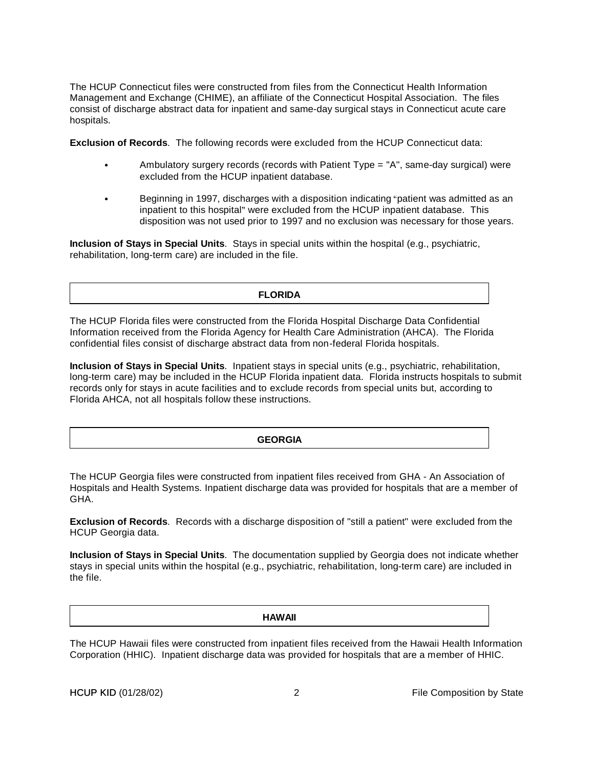The HCUP Connecticut files were constructed from files from the Connecticut Health Information Management and Exchange (CHIME), an affiliate of the Connecticut Hospital Association. The files consist of discharge abstract data for inpatient and same-day surgical stays in Connecticut acute care hospitals.

**Exclusion of Records**. The following records were excluded from the HCUP Connecticut data:

- Ambulatory surgery records (records with Patient Type = "A", same-day surgical) were excluded from the HCUP inpatient database.
- Beginning in 1997, discharges with a disposition indicating "patient was admitted as an inpatient to this hospital" were excluded from the HCUP inpatient database. This disposition was not used prior to 1997 and no exclusion was necessary for those years.

**Inclusion of Stays in Special Units**. Stays in special units within the hospital (e.g., psychiatric, rehabilitation, long-term care) are included in the file.

## FLORIDA

The HCUP Florida files were constructed from the Florida Hospital Discharge Data Confidential Information received from the Florida Agency for Health Care Administration (AHCA). The Florida confidential files consist of discharge abstract data from non-federal Florida hospitals.

**Inclusion of Stays in Special Units**. Inpatient stays in special units (e.g., psychiatric, rehabilitation, long-term care) may be included in the HCUP Florida inpatient data. Florida instructs hospitals to submit records only for stays in acute facilities and to exclude records from special units but, according to Florida AHCA, not all hospitals follow these instructions.

## GEORGIA

The HCUP Georgia files were constructed from inpatient files received from GHA - An Association of Hospitals and Health Systems. Inpatient discharge data was provided for hospitals that are a member of GHA.

**Exclusion of Records**. Records with a discharge disposition of "still a patient" were excluded from the HCUP Georgia data.

**Inclusion of Stays in Special Units**. The documentation supplied by Georgia does not indicate whether stays in special units within the hospital (e.g., psychiatric, rehabilitation, long-term care) are included in the file.

## HAWAII

The HCUP Hawaii files were constructed from inpatient files received from the Hawaii Health Information Corporation (HHIC). Inpatient discharge data was provided for hospitals that are a member of HHIC.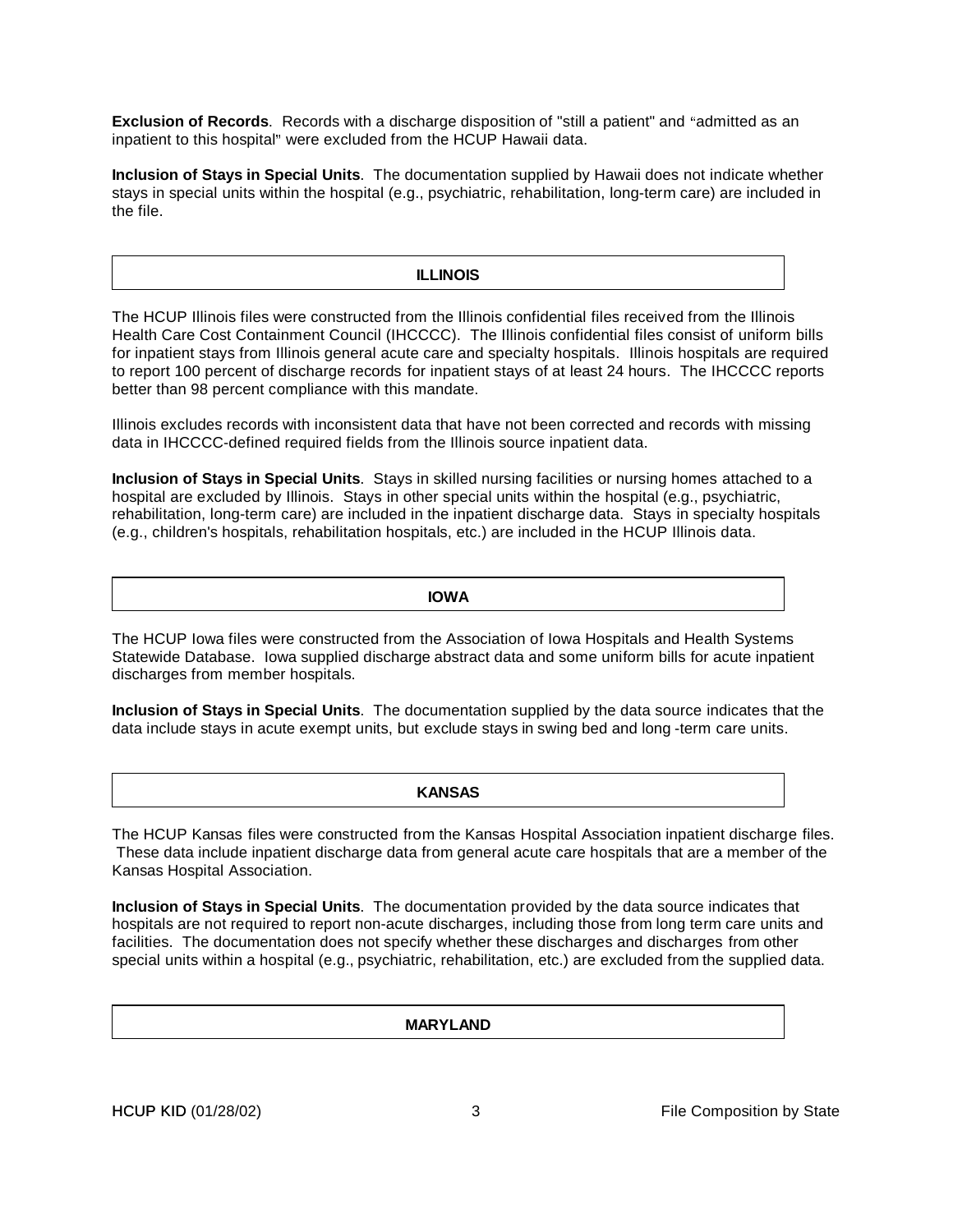**Exclusion of Records**. Records with a discharge disposition of "still a patient" and "admitted as an inpatient to this hospital" were excluded from the HCUP Hawaii data.

**Inclusion of Stays in Special Units**. The documentation supplied by Hawaii does not indicate whether stays in special units within the hospital (e.g., psychiatric, rehabilitation, long-term care) are included in the file.

## ILLINOIS

The HCUP Illinois files were constructed from the Illinois confidential files received from the Illinois Health Care Cost Containment Council (IHCCCC). The Illinois confidential files consist of uniform bills for inpatient stays from Illinois general acute care and specialty hospitals. Illinois hospitals are required to report 100 percent of discharge records for inpatient stays of at least 24 hours. The IHCCCC reports better than 98 percent compliance with this mandate.

Illinois excludes records with inconsistent data that have not been corrected and records with missing data in IHCCCC-defined required fields from the Illinois source inpatient data.

**Inclusion of Stays in Special Units**. Stays in skilled nursing facilities or nursing homes attached to a hospital are excluded by Illinois. Stays in other special units within the hospital (e.g., psychiatric, rehabilitation, long-term care) are included in the inpatient discharge data. Stays in specialty hospitals (e.g., children's hospitals, rehabilitation hospitals, etc.) are included in the HCUP Illinois data.

## IOWA

The HCUP Iowa files were constructed from the Association of Iowa Hospitals and Health Systems Statewide Database. Iowa supplied discharge abstract data and some uniform bills for acute inpatient discharges from member hospitals.

**Inclusion of Stays in Special Units**. The documentation supplied by the data source indicates that the data include stays in acute exempt units, but exclude stays in swing bed and long -term care units.

## KANSAS

The HCUP Kansas files were constructed from the Kansas Hospital Association inpatient discharge files. These data include inpatient discharge data from general acute care hospitals that are a member of the Kansas Hospital Association.

**Inclusion of Stays in Special Units**. The documentation provided by the data source indicates that hospitals are not required to report non-acute discharges, including those from long term care units and facilities. The documentation does not specify whether these discharges and discharges from other special units within a hospital (e.g., psychiatric, rehabilitation, etc.) are excluded from the supplied data.

## MARYLAND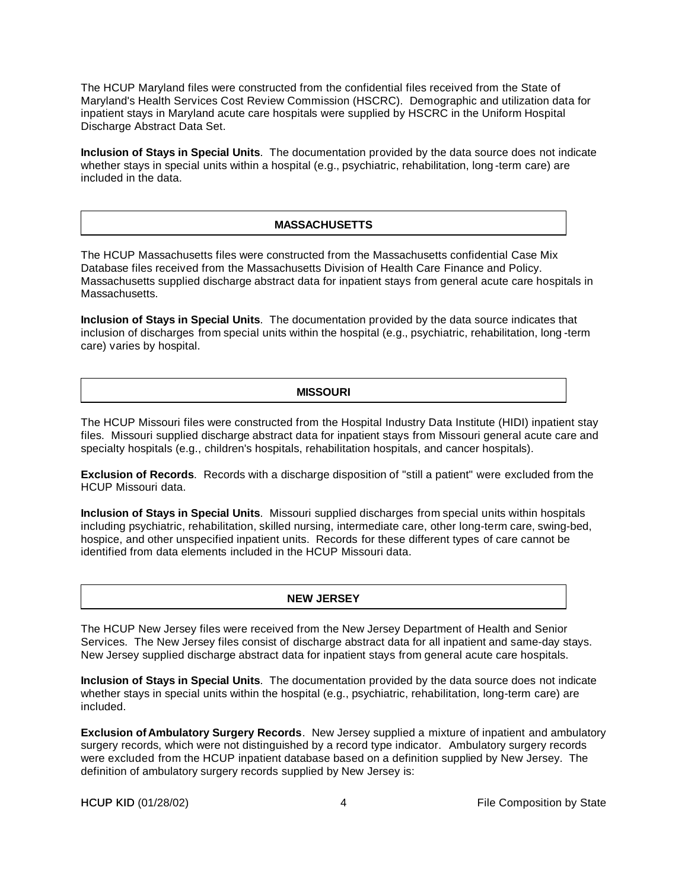The HCUP Maryland files were constructed from the confidential files received from the State of Maryland's Health Services Cost Review Commission (HSCRC). Demographic and utilization data for inpatient stays in Maryland acute care hospitals were supplied by HSCRC in the Uniform Hospital Discharge Abstract Data Set.

**Inclusion of Stays in Special Units**. The documentation provided by the data source does not indicate whether stays in special units within a hospital (e.g., psychiatric, rehabilitation, long-term care) are included in the data.

## MASSACHUSETTS

The HCUP Massachusetts files were constructed from the Massachusetts confidential Case Mix Database files received from the Massachusetts Division of Health Care Finance and Policy. Massachusetts supplied discharge abstract data for inpatient stays from general acute care hospitals in Massachusetts.

**Inclusion of Stays in Special Units**. The documentation provided by the data source indicates that inclusion of discharges from special units within the hospital (e.g., psychiatric, rehabilitation, long-term care) varies by hospital.

## MISSOURI

The HCUP Missouri files were constructed from the Hospital Industry Data Institute (HIDI) inpatient stay files. Missouri supplied discharge abstract data for inpatient stays from Missouri general acute care and specialty hospitals (e.g., children's hospitals, rehabilitation hospitals, and cancer hospitals).

**Exclusion of Records**. Records with a discharge disposition of "still a patient" were excluded from the HCUP Missouri data.

**Inclusion of Stays in Special Units**. Missouri supplied discharges from special units within hospitals including psychiatric, rehabilitation, skilled nursing, intermediate care, other long-term care, swing-bed, hospice, and other unspecified inpatient units. Records for these different types of care cannot be identified from data elements included in the HCUP Missouri data.

## NEW JERSEY

The HCUP New Jersey files were received from the New Jersey Department of Health and Senior Services. The New Jersey files consist of discharge abstract data for all inpatient and same-day stays. New Jersey supplied discharge abstract data for inpatient stays from general acute care hospitals.

**Inclusion of Stays in Special Units**. The documentation provided by the data source does not indicate whether stays in special units within the hospital (e.g., psychiatric, rehabilitation, long-term care) are included.

**Exclusion of Ambulatory Surgery Records**. New Jersey supplied a mixture of inpatient and ambulatory surgery records, which were not distinguished by a record type indicator. Ambulatory surgery records were excluded from the HCUP inpatient database based on a definition supplied by New Jersey. The definition of ambulatory surgery records supplied by New Jersey is: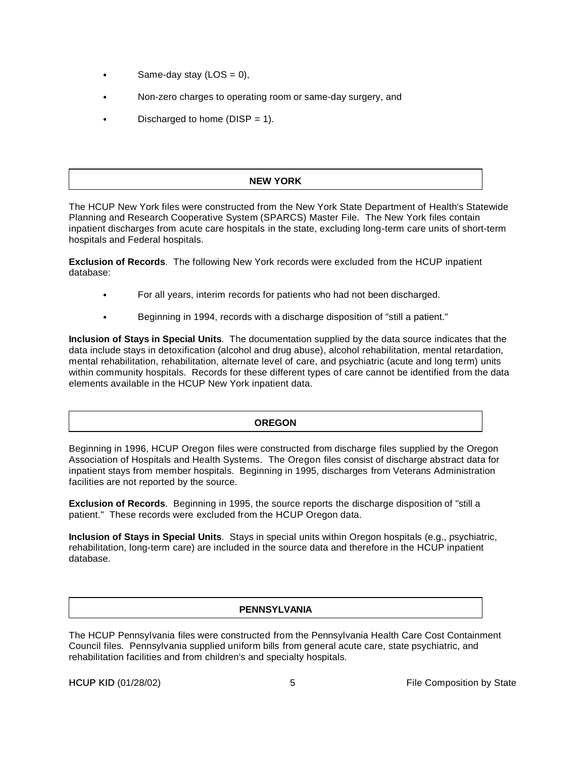- Same-day stay (LOS = 0),
- Non-zero charges to operating room or same-day surgery, and
- Discharged to home (DISP = 1).

## NEW YORK

The HCUP New York files were constructed from the New York State Department of Health's Statewide Planning and Research Cooperative System (SPARCS) Master File. The New York files contain inpatient discharges from acute care hospitals in the state, excluding long-term care units of short-term hospitals and Federal hospitals.

**Exclusion of Records**. The following New York records were excluded from the HCUP inpatient database:

- For all years, interim records for patients who had not been discharged.
- Beginning in 1994, records with a discharge disposition of "still a patient."

**Inclusion of Stays in Special Units**. The documentation supplied by the data source indicates that the data include stays in detoxification (alcohol and drug abuse), alcohol rehabilitation, mental retardation, mental rehabilitation, rehabilitation, alternate level of care, and psychiatric (acute and long term) units within community hospitals. Records for these different types of care cannot be identified from the data elements available in the HCUP New York inpatient data.

## OREGON

Beginning in 1996, HCUP Oregon files were constructed from discharge files supplied by the Oregon Association of Hospitals and Health Systems. The Oregon files consist of discharge abstract data for inpatient stays from member hospitals. Beginning in 1995, discharges from Veterans Administration facilities are not reported by the source.

**Exclusion of Records**. Beginning in 1995, the source reports the discharge disposition of "still a patient." These records were excluded from the HCUP Oregon data.

**Inclusion of Stays in Special Units**. Stays in special units within Oregon hospitals (e.g., psychiatric, rehabilitation, long-term care) are included in the source data and therefore in the HCUP inpatient database.

## PENNSYLVANIA

The HCUP Pennsylvania files were constructed from the Pennsylvania Health Care Cost Containment Council files. Pennsylvania supplied uniform bills from general acute care, state psychiatric, and rehabilitation facilities and from children's and specialty hospitals.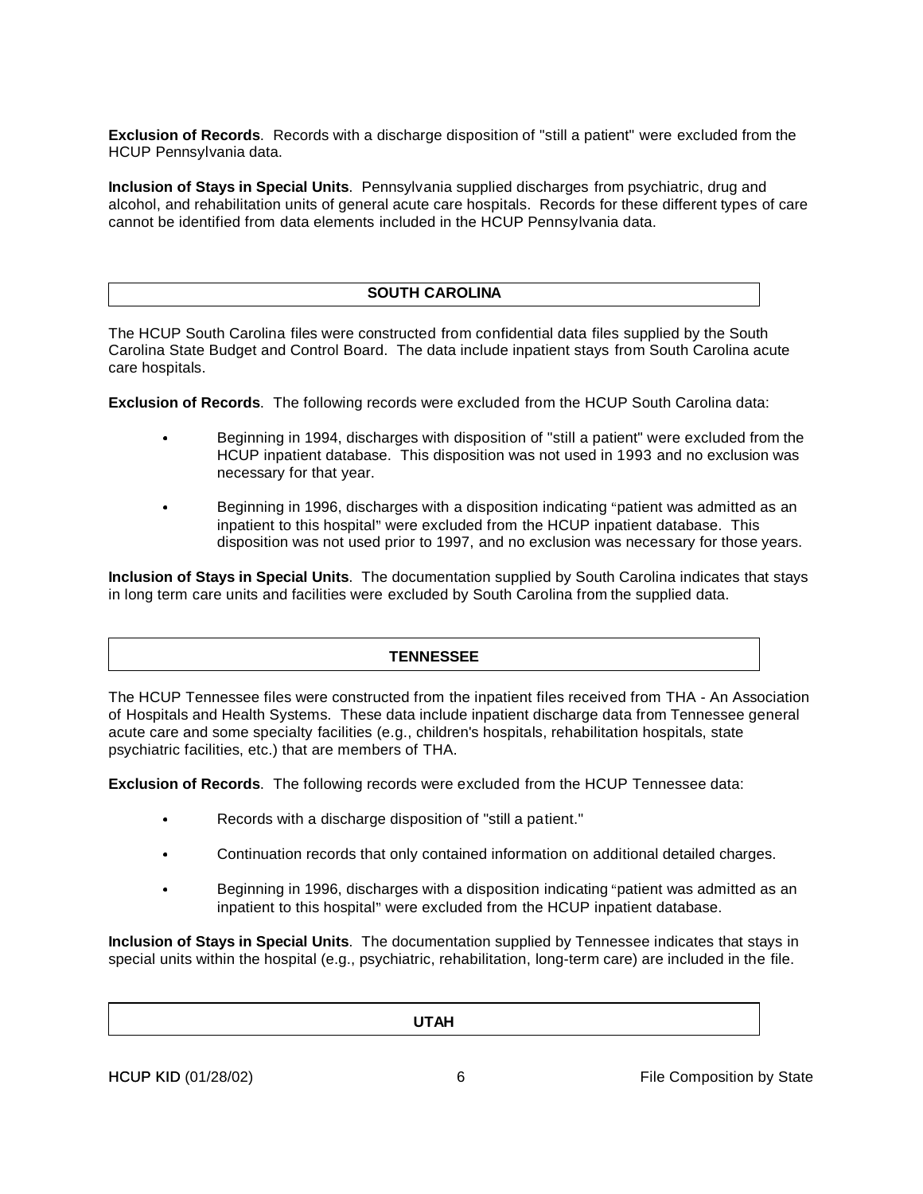**Exclusion of Records**. Records with a discharge disposition of "still a patient" were excluded from the HCUP Pennsylvania data.

**Inclusion of Stays in Special Units**. Pennsylvania supplied discharges from psychiatric, drug and alcohol, and rehabilitation units of general acute care hospitals. Records for these different types of care cannot be identified from data elements included in the HCUP Pennsylvania data.

## SOUTH CAROLINA

The HCUP South Carolina files were constructed from confidential data files supplied by the South Carolina State Budget and Control Board. The data include inpatient stays from South Carolina acute care hospitals.

**Exclusion of Records**. The following records were excluded from the HCUP South Carolina data:

- Beginning in 1994, discharges with disposition of "still a patient" were excluded from the HCUP inpatient database. This disposition was not used in 1993 and no exclusion was necessary for that year.
- Beginning in 1996, discharges with a disposition indicating "patient was admitted as an inpatient to this hospital" were excluded from the HCUP inpatient database. This disposition was not used prior to 1997, and no exclusion was necessary for those years.

**Inclusion of Stays in Special Units**. The documentation supplied by South Carolina indicates that stays in long term care units and facilities were excluded by South Carolina from the supplied data.

## TENNESSEE

The HCUP Tennessee files were constructed from the inpatient files received from THA - An Association of Hospitals and Health Systems. These data include inpatient discharge data from Tennessee general acute care and some specialty facilities (e.g., children's hospitals, rehabilitation hospitals, state psychiatric facilities, etc.) that are members of THA.

**Exclusion of Records**. The following records were excluded from the HCUP Tennessee data:

- Records with a discharge disposition of "still a patient."
- Continuation records that only contained information on additional detailed charges.
- Beginning in 1996, discharges with a disposition indicating "patient was admitted as an inpatient to this hospital" were excluded from the HCUP inpatient database.

**Inclusion of Stays in Special Units**. The documentation supplied by Tennessee indicates that stays in special units within the hospital (e.g., psychiatric, rehabilitation, long-term care) are included in the file.

## UTAH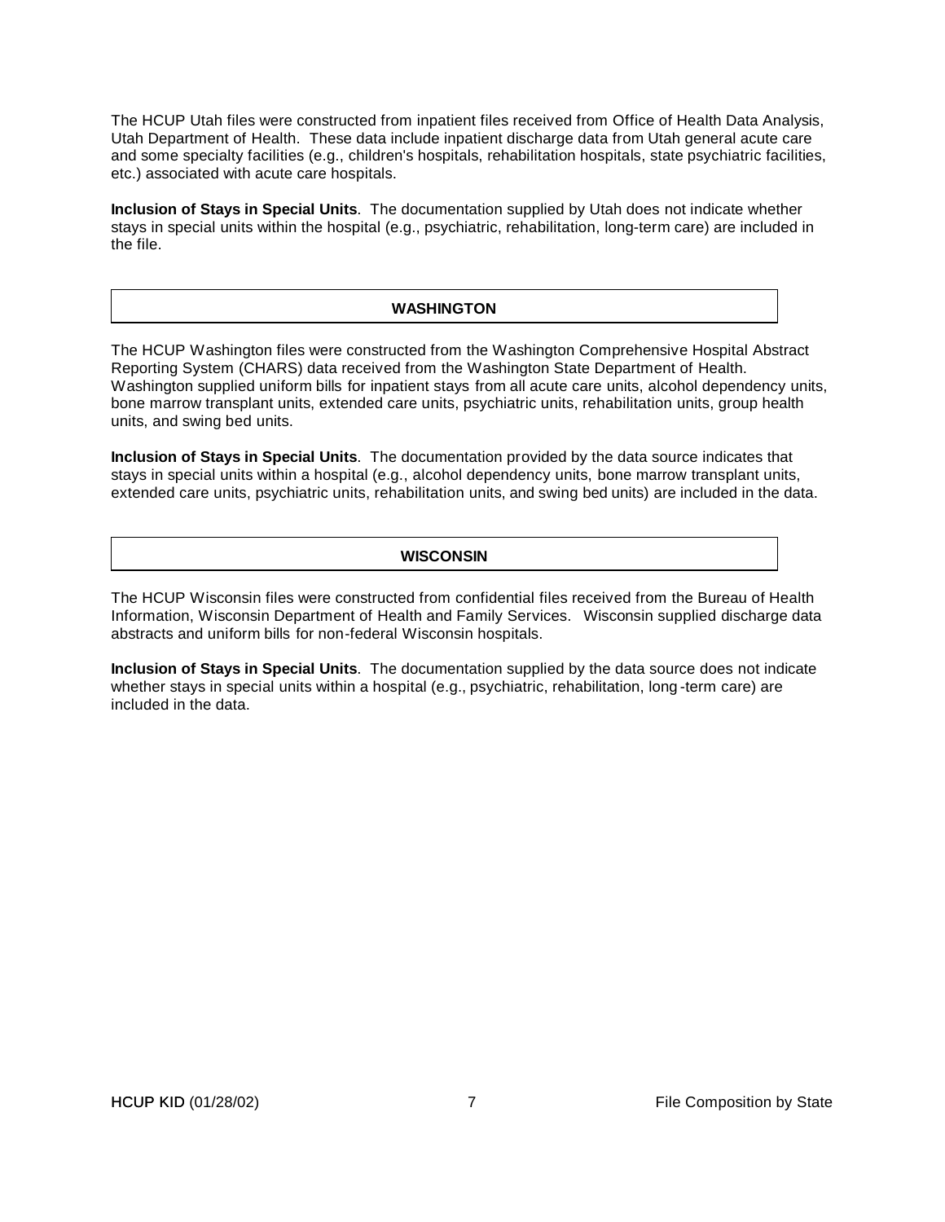The HCUP Utah files were constructed from inpatient files received from Office of Health Data Analysis, Utah Department of Health. These data include inpatient discharge data from Utah general acute care and some specialty facilities (e.g., children's hospitals, rehabilitation hospitals, state psychiatric facilities, etc.) associated with acute care hospitals.

**Inclusion of Stays in Special Units**. The documentation supplied by Utah does not indicate whether stays in special units within the hospital (e.g., psychiatric, rehabilitation, long-term care) are included in the file.

## WASHINGTON

The HCUP Washington files were constructed from the Washington Comprehensive Hospital Abstract Reporting System (CHARS) data received from the Washington State Department of Health. Washington supplied uniform bills for inpatient stays from all acute care units, alcohol dependency units, bone marrow transplant units, extended care units, psychiatric units, rehabilitation units, group health units, and swing bed units.

**Inclusion of Stays in Special Units**. The documentation provided by the data source indicates that stays in special units within a hospital (e.g., alcohol dependency units, bone marrow transplant units, extended care units, psychiatric units, rehabilitation units, and swing bed units) are included in the data.

## WISCONSIN

The HCUP Wisconsin files were constructed from confidential files received from the Bureau of Health Information, Wisconsin Department of Health and Family Services. Wisconsin supplied discharge data abstracts and uniform bills for non-federal Wisconsin hospitals.

**Inclusion of Stays in Special Units**. The documentation supplied by the data source does not indicate whether stays in special units within a hospital (e.g., psychiatric, rehabilitation, long-term care) are included in the data.